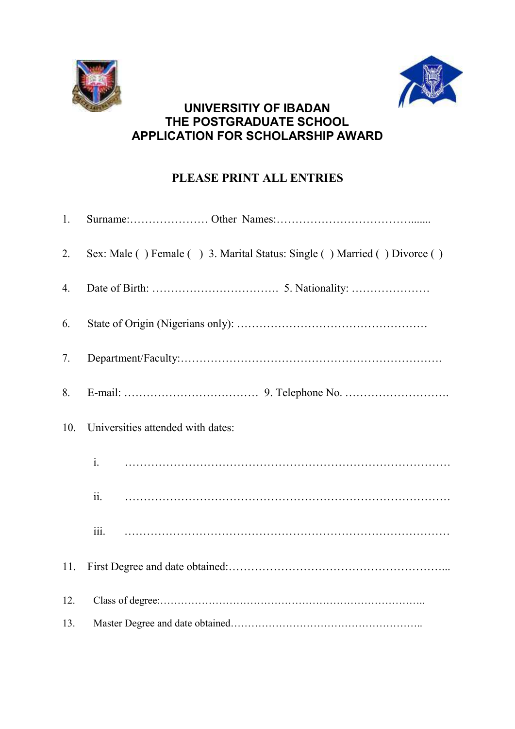# UNIVERSITIY OF IBADAN
# THE POSTGRADUATE SCHOOL
# APPLICATION FOR SCHOLARSHIP AWARD

**PLEASE PRINT ALL ENTRIES**

1. Surname:………………… Other Names:……………………………….......

2. Sex: Male ( ) Female ( ) 3. Marital Status: Single ( ) Married ( ) Divorce ( )

4. Date of Birth: ……………………………. 5. Nationality: …………………

6. State of Origin (Nigerians only): ……………………………………………

7. Department/Faculty:…………………………………………………………….

8. E-mail: ……………………………… 9. Telephone No. ……………………….

10. Universities attended with dates:

    i. ………………………………………………………………………

    ii. ………………………………………………………………………

    iii. ………………………………………………………………………

11. First Degree and date obtained:…………………………………………………...

12. Class of degree:……………………………………………………………………..

13. Master Degree and date obtained………………………………………………..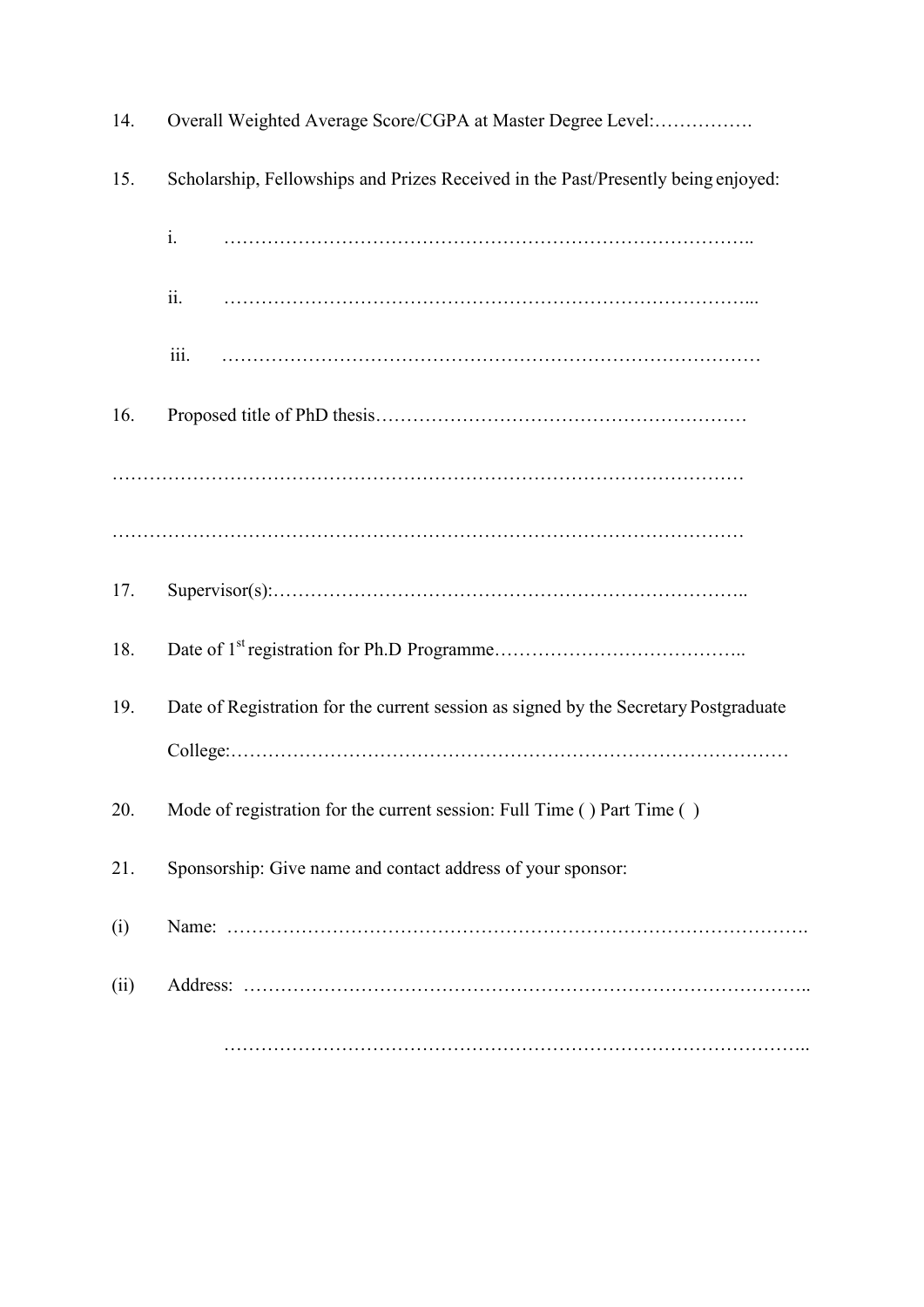14. Overall Weighted Average Score/CGPA at Master Degree Level:…………….

15. Scholarship, Fellowships and Prizes Received in the Past/Presently being enjoyed:

    i. ………………………………………………………………………..

    ii. ………………………………………………………………………...

    iii. …………………………………………………………………………

16. Proposed title of PhD thesis……………………………………………………

………………………………………………………………………………………

………………………………………………………………………………………

17. Supervisor(s):…………………………………………………………………..

18. Date of 1st registration for Ph.D Programme…………………………………..

19. Date of Registration for the current session as signed by the Secretary Postgraduate College:……………………………………………………………………………

20. Mode of registration for the current session: Full Time ( ) Part Time ( )

21. Sponsorship: Give name and contact address of your sponsor:

(i) Name: ……………………………………………………………………………….

(ii) Address: ……………………………………………………………………………..

……………………………………………………………………………..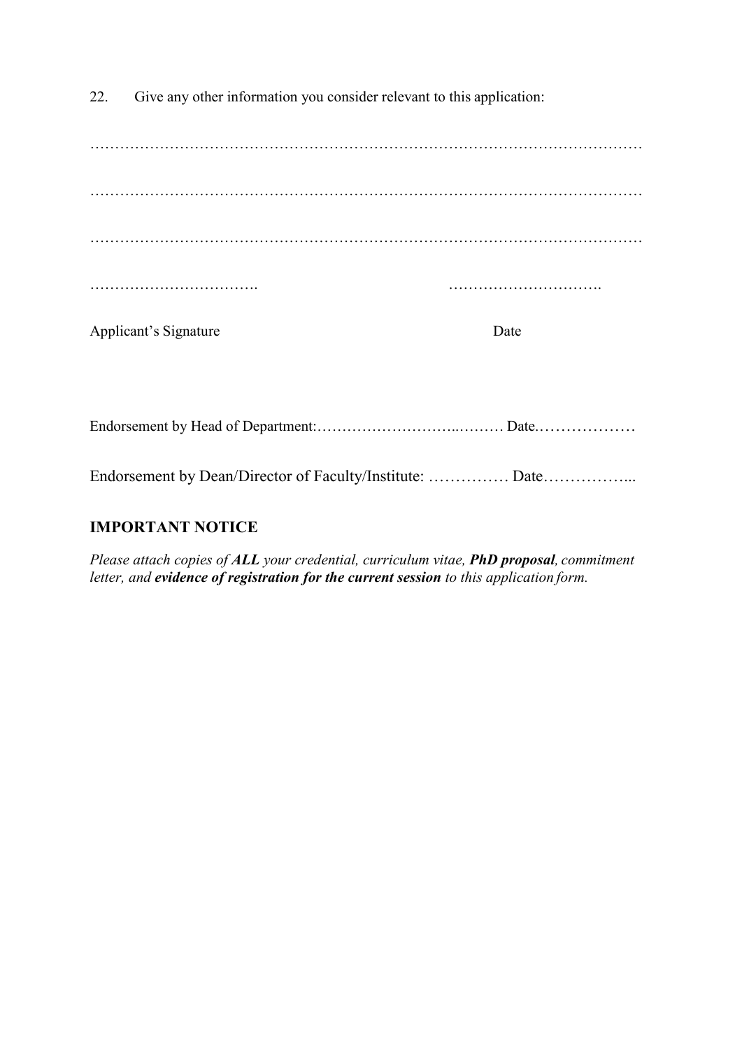22. Give any other information you consider relevant to this application:

…………………………………………………………………………………………………

…………………………………………………………………………………………………

…………………………………………………………………………………………………

……………………………. ………………………….

Applicant's Signature Date

Endorsement by Head of Department:……………………..……… Date.………………

Endorsement by Dean/Director of Faculty/Institute: …………… Date……………...

## IMPORTANT NOTICE

*Please attach copies of **ALL** your credential, curriculum vitae, **PhD proposal**, commitment letter, and **evidence of registration for the current session** to this application form.*